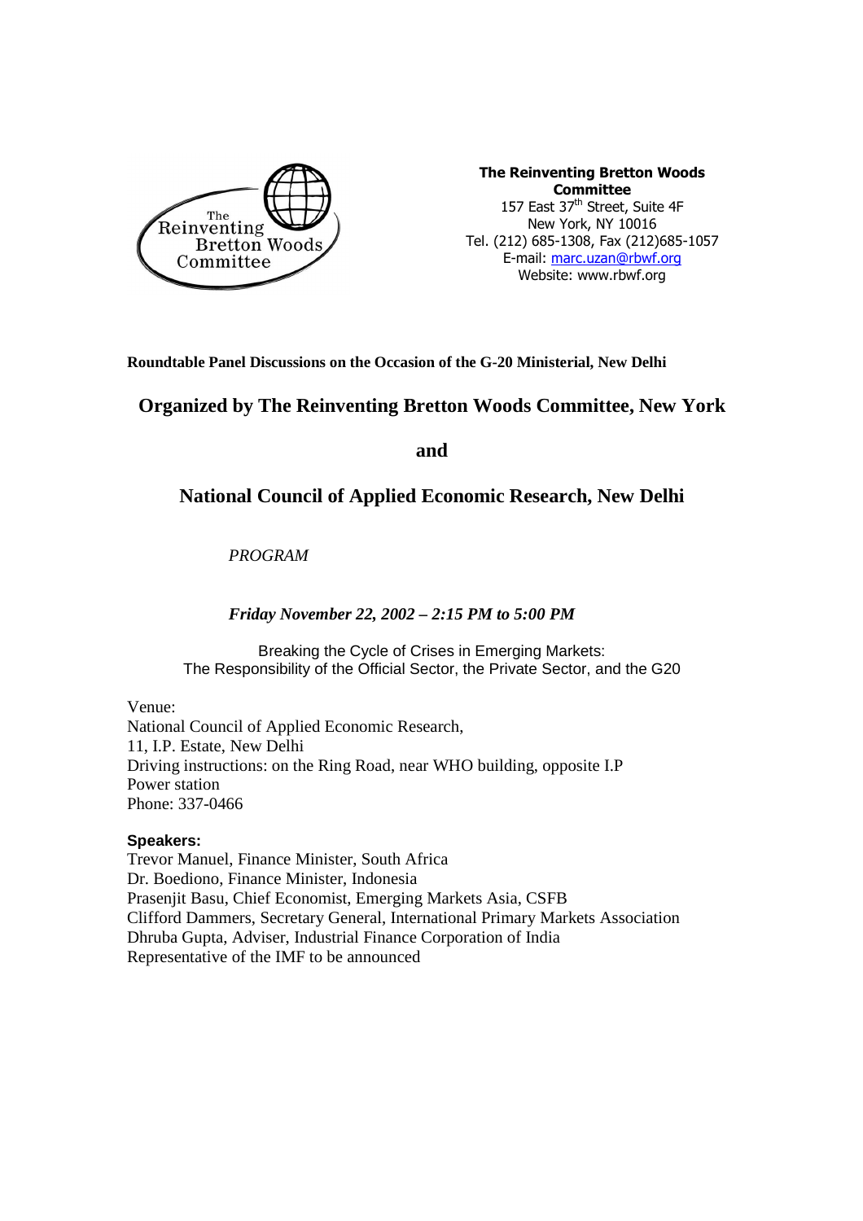**The Reinventing Bretton Woods Committee**
157 East 37th Street, Suite 4F
New York, NY 10016
Tel. (212) 685-1308, Fax (212)685-1057
E-mail: marc.uzan@rbwf.org
Website: www.rbwf.org

**Roundtable Panel Discussions on the Occasion of the G-20 Ministerial, New Delhi**

## Organized by The Reinventing Bretton Woods Committee, New York

## and

## National Council of Applied Economic Research, New Delhi

*PROGRAM*

***Friday November 22, 2002 – 2:15 PM to 5:00 PM***

Breaking the Cycle of Crises in Emerging Markets:
The Responsibility of the Official Sector, the Private Sector, and the G20

Venue:
National Council of Applied Economic Research,
11, I.P. Estate, New Delhi
Driving instructions: on the Ring Road, near WHO building, opposite I.P Power station
Phone: 337-0466

**Speakers:**
Trevor Manuel, Finance Minister, South Africa
Dr. Boediono, Finance Minister, Indonesia
Prasenjit Basu, Chief Economist, Emerging Markets Asia, CSFB
Clifford Dammers, Secretary General, International Primary Markets Association
Dhruba Gupta, Adviser, Industrial Finance Corporation of India
Representative of the IMF to be announced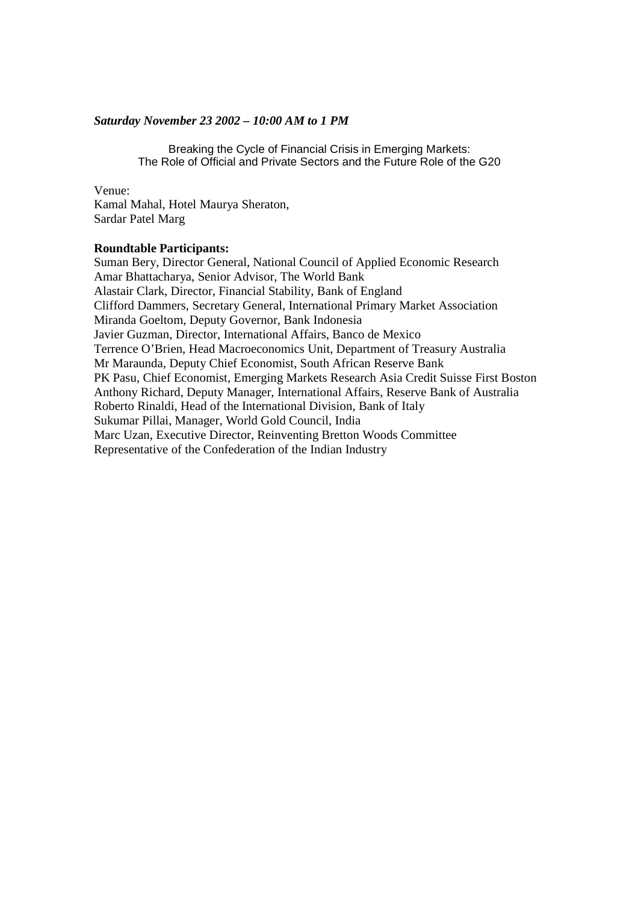***Saturday November 23 2002 – 10:00 AM to 1 PM***

Breaking the Cycle of Financial Crisis in Emerging Markets:
The Role of Official and Private Sectors and the Future Role of the G20

Venue:
Kamal Mahal, Hotel Maurya Sheraton,
Sardar Patel Marg

**Roundtable Participants:**

Suman Bery, Director General, National Council of Applied Economic Research
Amar Bhattacharya, Senior Advisor, The World Bank
Alastair Clark, Director, Financial Stability, Bank of England
Clifford Dammers, Secretary General, International Primary Market Association
Miranda Goeltom, Deputy Governor, Bank Indonesia
Javier Guzman, Director, International Affairs, Banco de Mexico
Terrence O'Brien, Head Macroeconomics Unit, Department of Treasury Australia
Mr Maraunda, Deputy Chief Economist, South African Reserve Bank
PK Pasu, Chief Economist, Emerging Markets Research Asia Credit Suisse First Boston
Anthony Richard, Deputy Manager, International Affairs, Reserve Bank of Australia
Roberto Rinaldi, Head of the International Division, Bank of Italy
Sukumar Pillai, Manager, World Gold Council, India
Marc Uzan, Executive Director, Reinventing Bretton Woods Committee
Representative of the Confederation of the Indian Industry